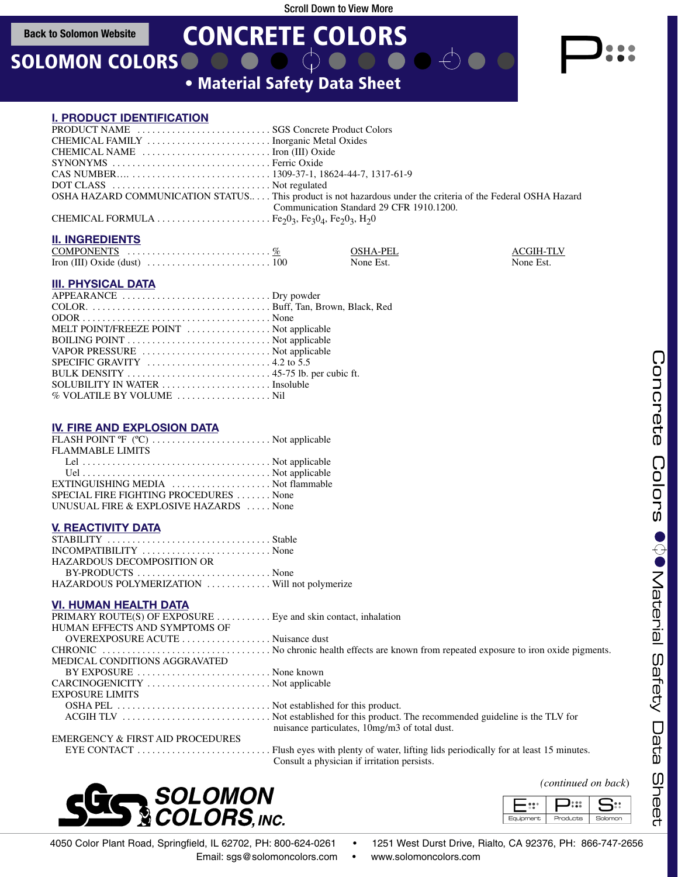Scroll Down to View More

Back to Solomon Website

# CONCRETE COLORS

## SOLOMON COLORS

## • Material Safety Data Sheet

### I. PRODUCT IDENTIFICATION

PRODUCT NAME ............................ SGS Concrete Product Colors
CHEMICAL FAMILY ........................ Inorganic Metal Oxides
CHEMICAL NAME .......................... Iron (III) Oxide
SYNONYMS ................................ Ferric Oxide
CAS NUMBER.... ........................... 1309-37-1, 18624-44-7, 1317-61-9
DOT CLASS ................................. Not regulated
OSHA HAZARD COMMUNICATION STATUS..... This product is not hazardous under the criteria of the Federal OSHA Hazard Communication Standard 29 CFR 1910.1200.
CHEMICAL FORMULA ....................... $Fe_2 0_3$, $Fe_3 0_4$, $Fe_2 0_3$, $H_2 0$

### II. INGREDIENTS

| COMPONENTS | % | OSHA-PEL | ACGIH-TLV |
|---|---|---|---|
| Iron (III) Oxide (dust) | 100 | None Est. | None Est. |

### III. PHYSICAL DATA

APPEARANCE .............................. Dry powder
COLOR. ................................... Buff, Tan, Brown, Black, Red
ODOR ...................................... None
MELT POINT/FREEZE POINT ................. Not applicable
BOILING POINT ............................ Not applicable
VAPOR PRESSURE .......................... Not applicable
SPECIFIC GRAVITY ........................ 4.2 to 5.5
BULK DENSITY ............................. 45-75 lb. per cubic ft.
SOLUBILITY IN WATER ..................... Insoluble
% VOLATILE BY VOLUME ................... Nil

### IV. FIRE AND EXPLOSION DATA

FLASH POINT ºF (ºC) ....................... Not applicable
FLAMMABLE LIMITS
  Lel ....................................... Not applicable
  Uel ....................................... Not applicable
EXTINGUISHING MEDIA ..................... Not flammable
SPECIAL FIRE FIGHTING PROCEDURES ....... None
UNUSUAL FIRE & EXPLOSIVE HAZARDS ..... None

### V. REACTIVITY DATA

STABILITY ................................. Stable
INCOMPATIBILITY .......................... None
HAZARDOUS DECOMPOSITION OR
  BY-PRODUCTS ............................ None
HAZARDOUS POLYMERIZATION ............. Will not polymerize

### VI. HUMAN HEALTH DATA

PRIMARY ROUTE(S) OF EXPOSURE ........... Eye and skin contact, inhalation
HUMAN EFFECTS AND SYMPTOMS OF
  OVEREXPOSURE ACUTE ................. Nuisance dust
CHRONIC .................................. No chronic health effects are known from repeated exposure to iron oxide pigments.
MEDICAL CONDITIONS AGGRAVATED
  BY EXPOSURE ............................ None known
CARCINOGENICITY ......................... Not applicable
EXPOSURE LIMITS
  OSHA PEL ............................... Not established for this product.
  ACGIH TLV .............................. Not established for this product. The recommended guideline is the TLV for nuisance particulates, 10mg/m3 of total dust.
EMERGENCY & FIRST AID PROCEDURES
  EYE CONTACT ........................... Flush eyes with plenty of water, lifting lids periodically for at least 15 minutes. Consult a physician if irritation persists.

*(continued on back)*

SGS SOLOMON COLORS, INC.

Equipment | Products | Solomon

Concrete Colors • Material Safety Data Sheet

4050 Color Plant Road, Springfield, IL 62702, PH: 800-624-0261 • 1251 West Durst Drive, Rialto, CA 92376, PH: 866-747-2656
Email: sgs@solomoncolors.com • www.solomoncolors.com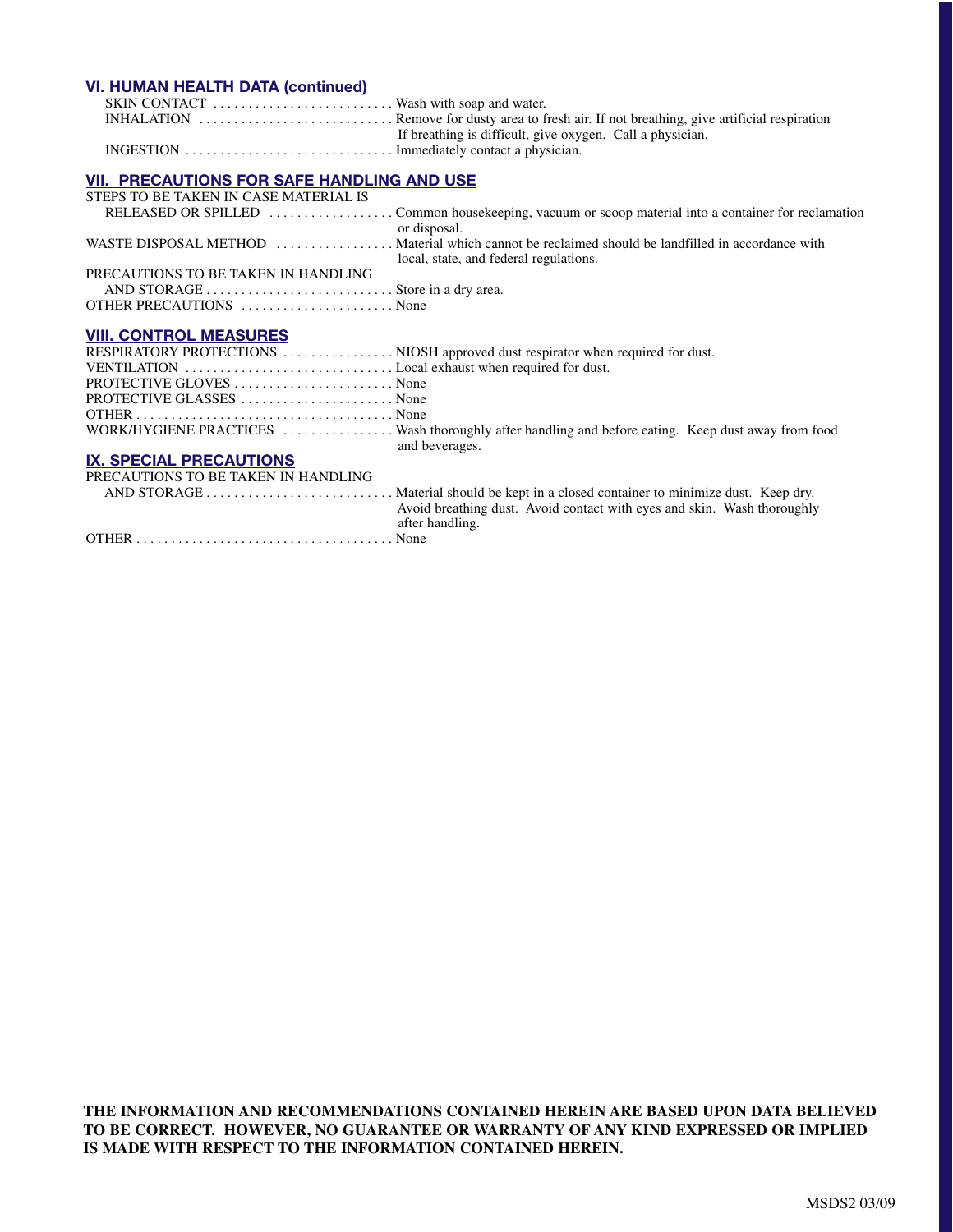## VI. HUMAN HEALTH DATA (continued)

SKIN CONTACT .......................... Wash with soap and water.

INHALATION ............................ Remove for dusty area to fresh air. If not breathing, give artificial respiration If breathing is difficult, give oxygen. Call a physician.

INGESTION .............................. Immediately contact a physician.

## VII. PRECAUTIONS FOR SAFE HANDLING AND USE

STEPS TO BE TAKEN IN CASE MATERIAL IS RELEASED OR SPILLED .................. Common housekeeping, vacuum or scoop material into a container for reclamation or disposal.

WASTE DISPOSAL METHOD ................. Material which cannot be reclaimed should be landfilled in accordance with local, state, and federal regulations.

PRECAUTIONS TO BE TAKEN IN HANDLING AND STORAGE ........................... Store in a dry area.

OTHER PRECAUTIONS ...................... None

## VIII. CONTROL MEASURES

RESPIRATORY PROTECTIONS ................ NIOSH approved dust respirator when required for dust.

VENTILATION ............................. Local exhaust when required for dust.

PROTECTIVE GLOVES ....................... None

PROTECTIVE GLASSES ...................... None

OTHER ..................................... None

WORK/HYGIENE PRACTICES ................ Wash thoroughly after handling and before eating. Keep dust away from food and beverages.

## IX. SPECIAL PRECAUTIONS

PRECAUTIONS TO BE TAKEN IN HANDLING AND STORAGE ........................... Material should be kept in a closed container to minimize dust. Keep dry. Avoid breathing dust. Avoid contact with eyes and skin. Wash thoroughly after handling.

OTHER ..................................... None

**THE INFORMATION AND RECOMMENDATIONS CONTAINED HEREIN ARE BASED UPON DATA BELIEVED TO BE CORRECT. HOWEVER, NO GUARANTEE OR WARRANTY OF ANY KIND EXPRESSED OR IMPLIED IS MADE WITH RESPECT TO THE INFORMATION CONTAINED HEREIN.**

MSDS2 03/09